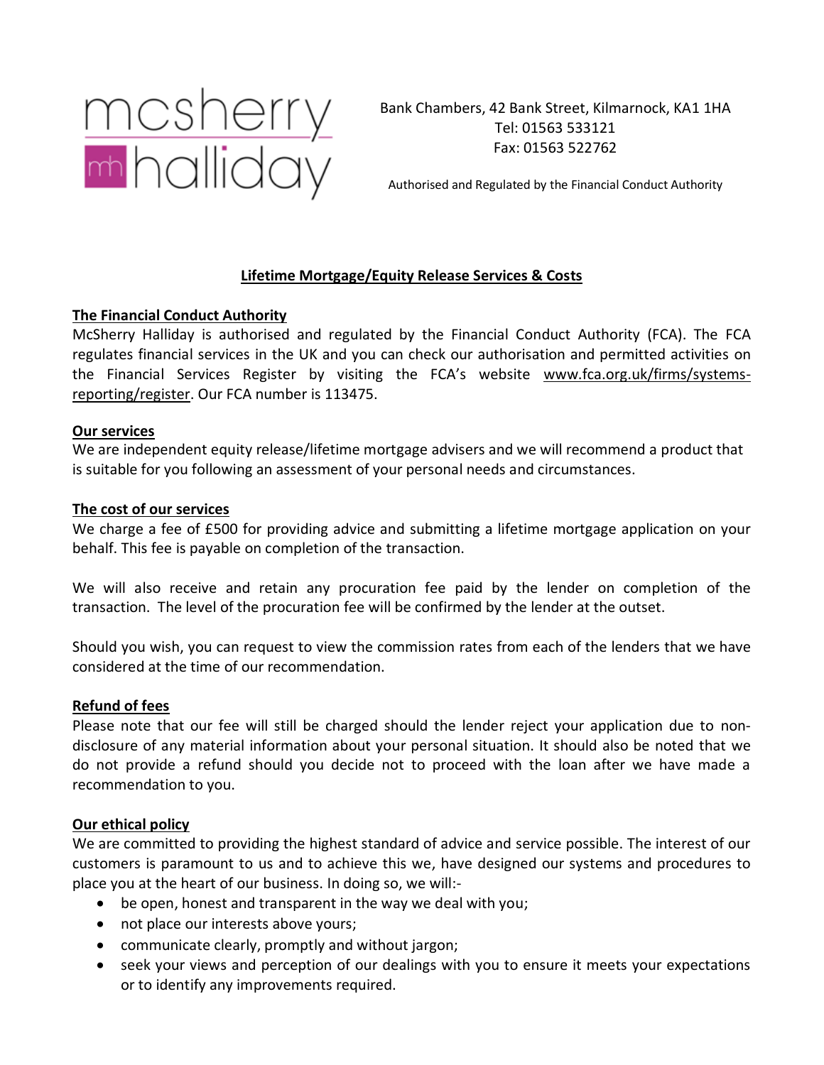mcsherry halliday

Bank Chambers, 42 Bank Street, Kilmarnock, KA1 1HA
Tel: 01563 533121
Fax: 01563 522762

Authorised and Regulated by the Financial Conduct Authority

## Lifetime Mortgage/Equity Release Services & Costs

### The Financial Conduct Authority

McSherry Halliday is authorised and regulated by the Financial Conduct Authority (FCA). The FCA regulates financial services in the UK and you can check our authorisation and permitted activities on the Financial Services Register by visiting the FCA's website www.fca.org.uk/firms/systems-reporting/register. Our FCA number is 113475.

### Our services

We are independent equity release/lifetime mortgage advisers and we will recommend a product that is suitable for you following an assessment of your personal needs and circumstances.

### The cost of our services

We charge a fee of £500 for providing advice and submitting a lifetime mortgage application on your behalf. This fee is payable on completion of the transaction.

We will also receive and retain any procuration fee paid by the lender on completion of the transaction. The level of the procuration fee will be confirmed by the lender at the outset.

Should you wish, you can request to view the commission rates from each of the lenders that we have considered at the time of our recommendation.

### Refund of fees

Please note that our fee will still be charged should the lender reject your application due to non-disclosure of any material information about your personal situation. It should also be noted that we do not provide a refund should you decide not to proceed with the loan after we have made a recommendation to you.

### Our ethical policy

We are committed to providing the highest standard of advice and service possible. The interest of our customers is paramount to us and to achieve this we, have designed our systems and procedures to place you at the heart of our business. In doing so, we will:-

- be open, honest and transparent in the way we deal with you;
- not place our interests above yours;
- communicate clearly, promptly and without jargon;
- seek your views and perception of our dealings with you to ensure it meets your expectations or to identify any improvements required.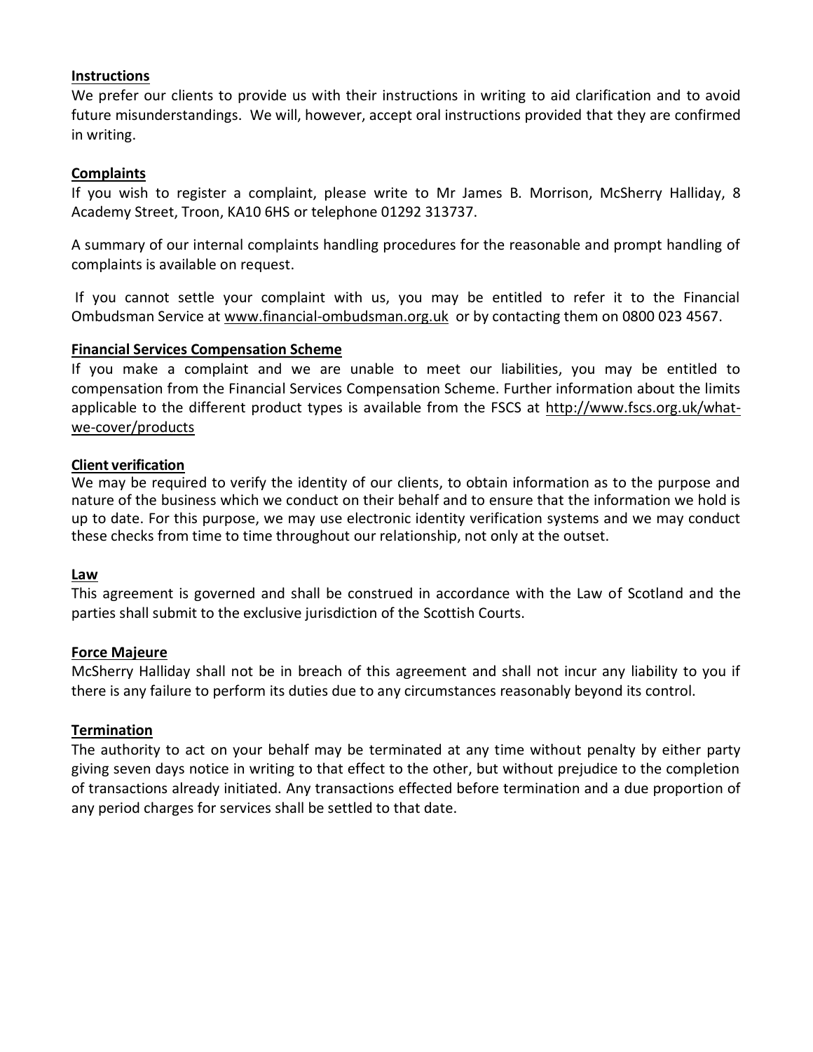## Instructions

We prefer our clients to provide us with their instructions in writing to aid clarification and to avoid future misunderstandings. We will, however, accept oral instructions provided that they are confirmed in writing.

## Complaints

If you wish to register a complaint, please write to Mr James B. Morrison, McSherry Halliday, 8 Academy Street, Troon, KA10 6HS or telephone 01292 313737.

A summary of our internal complaints handling procedures for the reasonable and prompt handling of complaints is available on request.

If you cannot settle your complaint with us, you may be entitled to refer it to the Financial Ombudsman Service at www.financial-ombudsman.org.uk or by contacting them on 0800 023 4567.

## Financial Services Compensation Scheme

If you make a complaint and we are unable to meet our liabilities, you may be entitled to compensation from the Financial Services Compensation Scheme. Further information about the limits applicable to the different product types is available from the FSCS at http://www.fscs.org.uk/what-we-cover/products

## Client verification

We may be required to verify the identity of our clients, to obtain information as to the purpose and nature of the business which we conduct on their behalf and to ensure that the information we hold is up to date. For this purpose, we may use electronic identity verification systems and we may conduct these checks from time to time throughout our relationship, not only at the outset.

## Law

This agreement is governed and shall be construed in accordance with the Law of Scotland and the parties shall submit to the exclusive jurisdiction of the Scottish Courts.

## Force Majeure

McSherry Halliday shall not be in breach of this agreement and shall not incur any liability to you if there is any failure to perform its duties due to any circumstances reasonably beyond its control.

## Termination

The authority to act on your behalf may be terminated at any time without penalty by either party giving seven days notice in writing to that effect to the other, but without prejudice to the completion of transactions already initiated. Any transactions effected before termination and a due proportion of any period charges for services shall be settled to that date.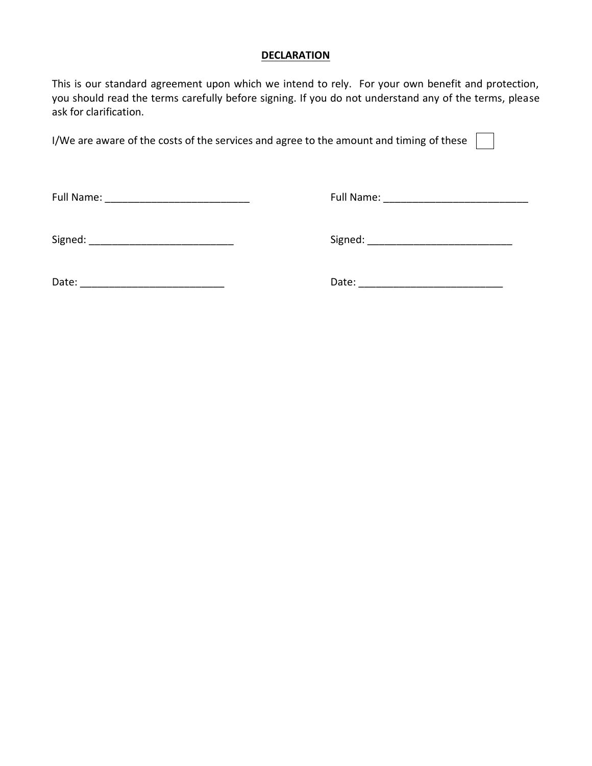**DECLARATION**

This is our standard agreement upon which we intend to rely. For your own benefit and protection, you should read the terms carefully before signing. If you do not understand any of the terms, please ask for clarification.

I/We are aware of the costs of the services and agree to the amount and timing of these ☐

Full Name: _________________________

Signed: _________________________

Date: _________________________

Full Name: _________________________

Signed: _________________________

Date: _________________________